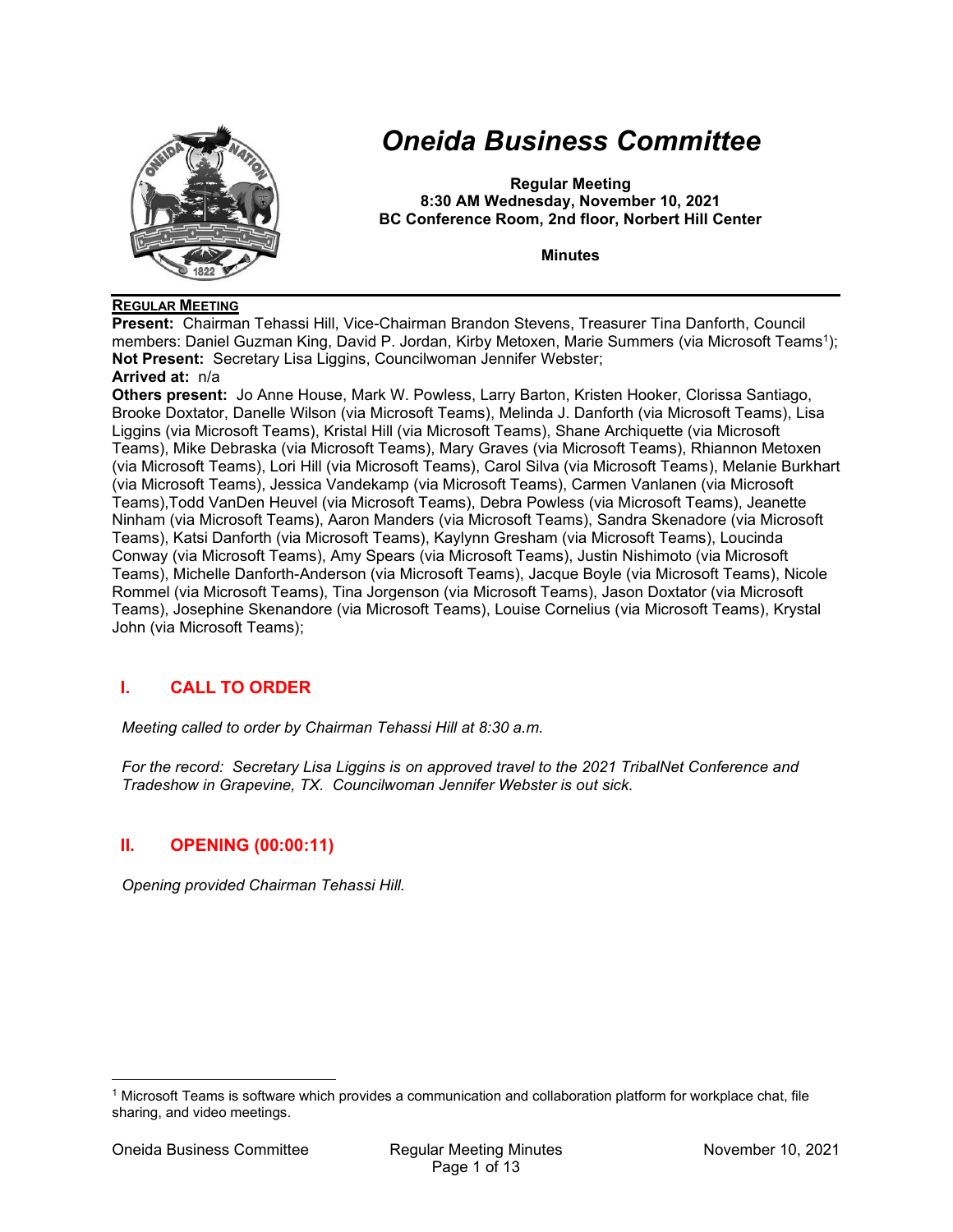# *Oneida Business Committee*

**Regular Meeting**
**8:30 AM Wednesday, November 10, 2021**
**BC Conference Room, 2nd floor, Norbert Hill Center**

**Minutes**

**REGULAR MEETING**

**Present:** Chairman Tehassi Hill, Vice-Chairman Brandon Stevens, Treasurer Tina Danforth, Council members: Daniel Guzman King, David P. Jordan, Kirby Metoxen, Marie Summers (via Microsoft Teams[1]);
**Not Present:** Secretary Lisa Liggins, Councilwoman Jennifer Webster;
**Arrived at:** n/a
**Others present:** Jo Anne House, Mark W. Powless, Larry Barton, Kristen Hooker, Clorissa Santiago, Brooke Doxtator, Danelle Wilson (via Microsoft Teams), Melinda J. Danforth (via Microsoft Teams), Lisa Liggins (via Microsoft Teams), Kristal Hill (via Microsoft Teams), Shane Archiquette (via Microsoft Teams), Mike Debraska (via Microsoft Teams), Mary Graves (via Microsoft Teams), Rhiannon Metoxen (via Microsoft Teams), Lori Hill (via Microsoft Teams), Carol Silva (via Microsoft Teams), Melanie Burkhart (via Microsoft Teams), Jessica Vandekamp (via Microsoft Teams), Carmen Vanlanen (via Microsoft Teams),Todd VanDen Heuvel (via Microsoft Teams), Debra Powless (via Microsoft Teams), Jeanette Ninham (via Microsoft Teams), Aaron Manders (via Microsoft Teams), Sandra Skenadore (via Microsoft Teams), Katsi Danforth (via Microsoft Teams), Kaylynn Gresham (via Microsoft Teams), Loucinda Conway (via Microsoft Teams), Amy Spears (via Microsoft Teams), Justin Nishimoto (via Microsoft Teams), Michelle Danforth-Anderson (via Microsoft Teams), Jacque Boyle (via Microsoft Teams), Nicole Rommel (via Microsoft Teams), Tina Jorgenson (via Microsoft Teams), Jason Doxtator (via Microsoft Teams), Josephine Skenandore (via Microsoft Teams), Louise Cornelius (via Microsoft Teams), Krystal John (via Microsoft Teams);

## I. CALL TO ORDER

*Meeting called to order by Chairman Tehassi Hill at 8:30 a.m.*

*For the record: Secretary Lisa Liggins is on approved travel to the 2021 TribalNet Conference and Tradeshow in Grapevine, TX. Councilwoman Jennifer Webster is out sick.*

## II. OPENING (00:00:11)

*Opening provided Chairman Tehassi Hill.*

[1] Microsoft Teams is software which provides a communication and collaboration platform for workplace chat, file sharing, and video meetings.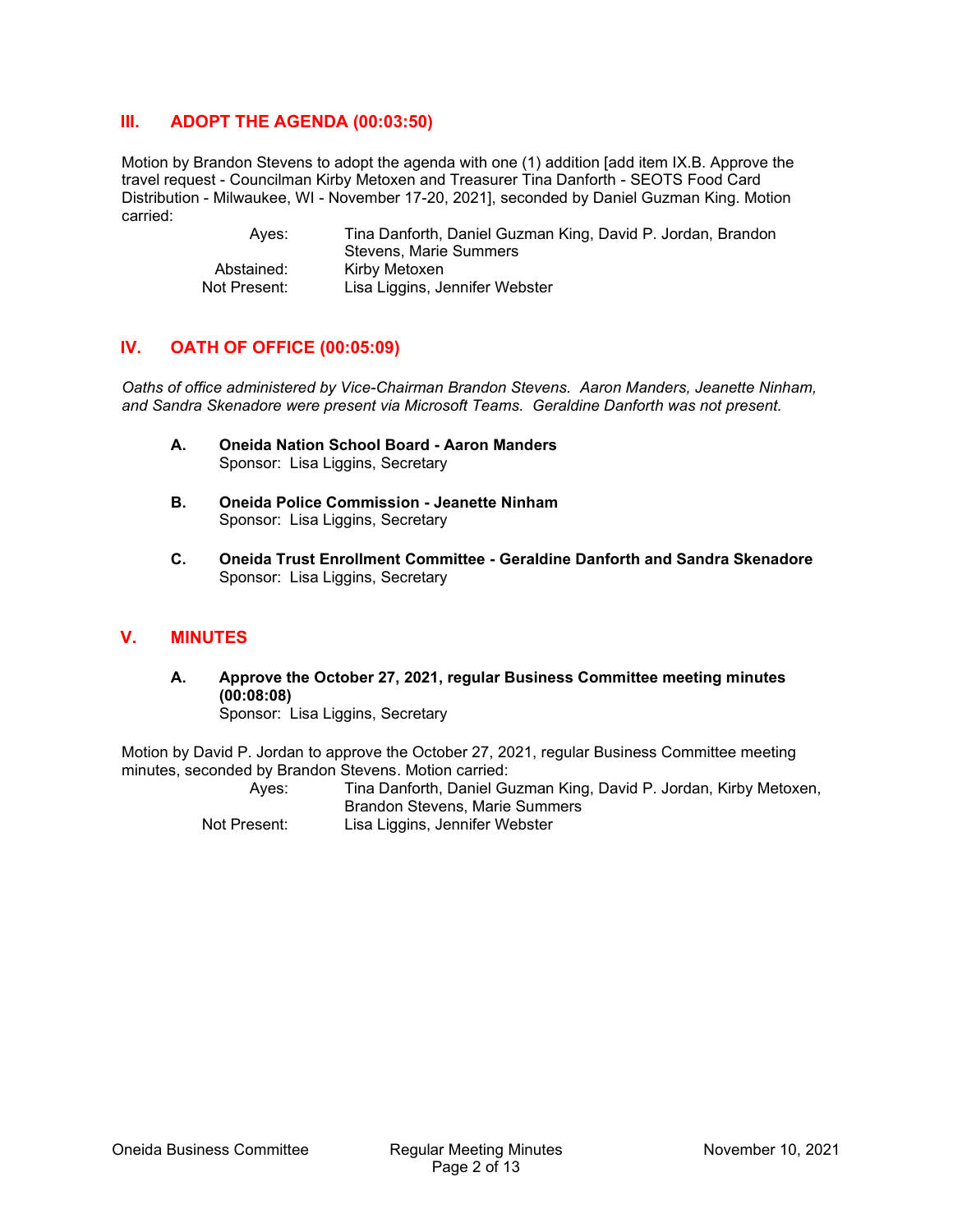## III. ADOPT THE AGENDA (00:03:50)

Motion by Brandon Stevens to adopt the agenda with one (1) addition [add item IX.B. Approve the travel request - Councilman Kirby Metoxen and Treasurer Tina Danforth - SEOTS Food Card Distribution - Milwaukee, WI - November 17-20, 2021], seconded by Daniel Guzman King. Motion carried:

| | |
|---|---|
| Ayes: | Tina Danforth, Daniel Guzman King, David P. Jordan, Brandon Stevens, Marie Summers |
| Abstained: | Kirby Metoxen |
| Not Present: | Lisa Liggins, Jennifer Webster |

## IV. OATH OF OFFICE (00:05:09)

*Oaths of office administered by Vice-Chairman Brandon Stevens. Aaron Manders, Jeanette Ninham, and Sandra Skenadore were present via Microsoft Teams. Geraldine Danforth was not present.*

**A. Oneida Nation School Board - Aaron Manders**
Sponsor: Lisa Liggins, Secretary

**B. Oneida Police Commission - Jeanette Ninham**
Sponsor: Lisa Liggins, Secretary

**C. Oneida Trust Enrollment Committee - Geraldine Danforth and Sandra Skenadore**
Sponsor: Lisa Liggins, Secretary

## V. MINUTES

**A. Approve the October 27, 2021, regular Business Committee meeting minutes (00:08:08)**
Sponsor: Lisa Liggins, Secretary

Motion by David P. Jordan to approve the October 27, 2021, regular Business Committee meeting minutes, seconded by Brandon Stevens. Motion carried:

| | |
|---|---|
| Ayes: | Tina Danforth, Daniel Guzman King, David P. Jordan, Kirby Metoxen, Brandon Stevens, Marie Summers |
| Not Present: | Lisa Liggins, Jennifer Webster |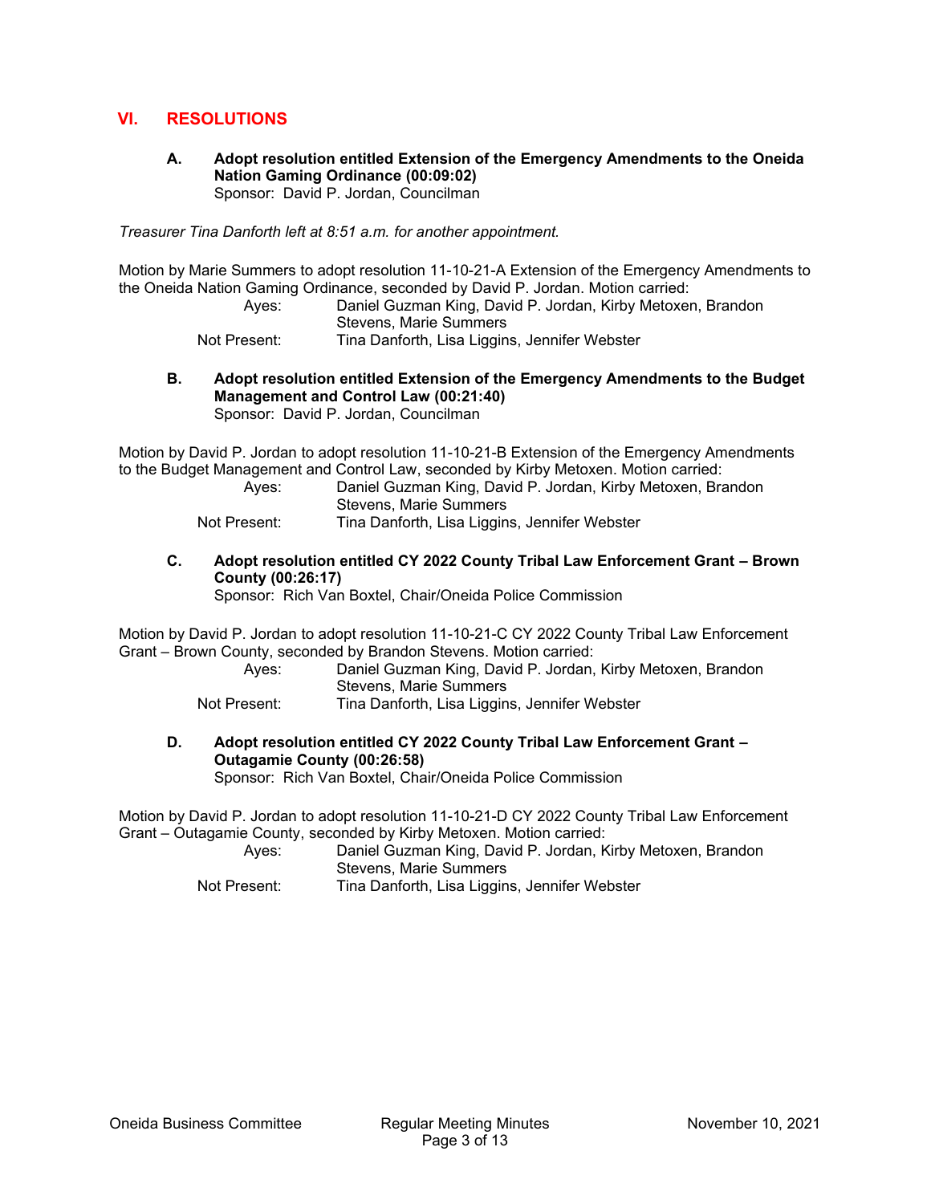## VI. RESOLUTIONS

**A. Adopt resolution entitled Extension of the Emergency Amendments to the Oneida Nation Gaming Ordinance (00:09:02)**
Sponsor: David P. Jordan, Councilman

*Treasurer Tina Danforth left at 8:51 a.m. for another appointment.*

Motion by Marie Summers to adopt resolution 11-10-21-A Extension of the Emergency Amendments to the Oneida Nation Gaming Ordinance, seconded by David P. Jordan. Motion carried:

Ayes: Daniel Guzman King, David P. Jordan, Kirby Metoxen, Brandon Stevens, Marie Summers
Not Present: Tina Danforth, Lisa Liggins, Jennifer Webster

**B. Adopt resolution entitled Extension of the Emergency Amendments to the Budget Management and Control Law (00:21:40)**
Sponsor: David P. Jordan, Councilman

Motion by David P. Jordan to adopt resolution 11-10-21-B Extension of the Emergency Amendments to the Budget Management and Control Law, seconded by Kirby Metoxen. Motion carried:

Ayes: Daniel Guzman King, David P. Jordan, Kirby Metoxen, Brandon Stevens, Marie Summers
Not Present: Tina Danforth, Lisa Liggins, Jennifer Webster

**C. Adopt resolution entitled CY 2022 County Tribal Law Enforcement Grant – Brown County (00:26:17)**
Sponsor: Rich Van Boxtel, Chair/Oneida Police Commission

Motion by David P. Jordan to adopt resolution 11-10-21-C CY 2022 County Tribal Law Enforcement Grant – Brown County, seconded by Brandon Stevens. Motion carried:

Ayes: Daniel Guzman King, David P. Jordan, Kirby Metoxen, Brandon Stevens, Marie Summers
Not Present: Tina Danforth, Lisa Liggins, Jennifer Webster

**D. Adopt resolution entitled CY 2022 County Tribal Law Enforcement Grant – Outagamie County (00:26:58)**
Sponsor: Rich Van Boxtel, Chair/Oneida Police Commission

Motion by David P. Jordan to adopt resolution 11-10-21-D CY 2022 County Tribal Law Enforcement Grant – Outagamie County, seconded by Kirby Metoxen. Motion carried:

Ayes: Daniel Guzman King, David P. Jordan, Kirby Metoxen, Brandon Stevens, Marie Summers
Not Present: Tina Danforth, Lisa Liggins, Jennifer Webster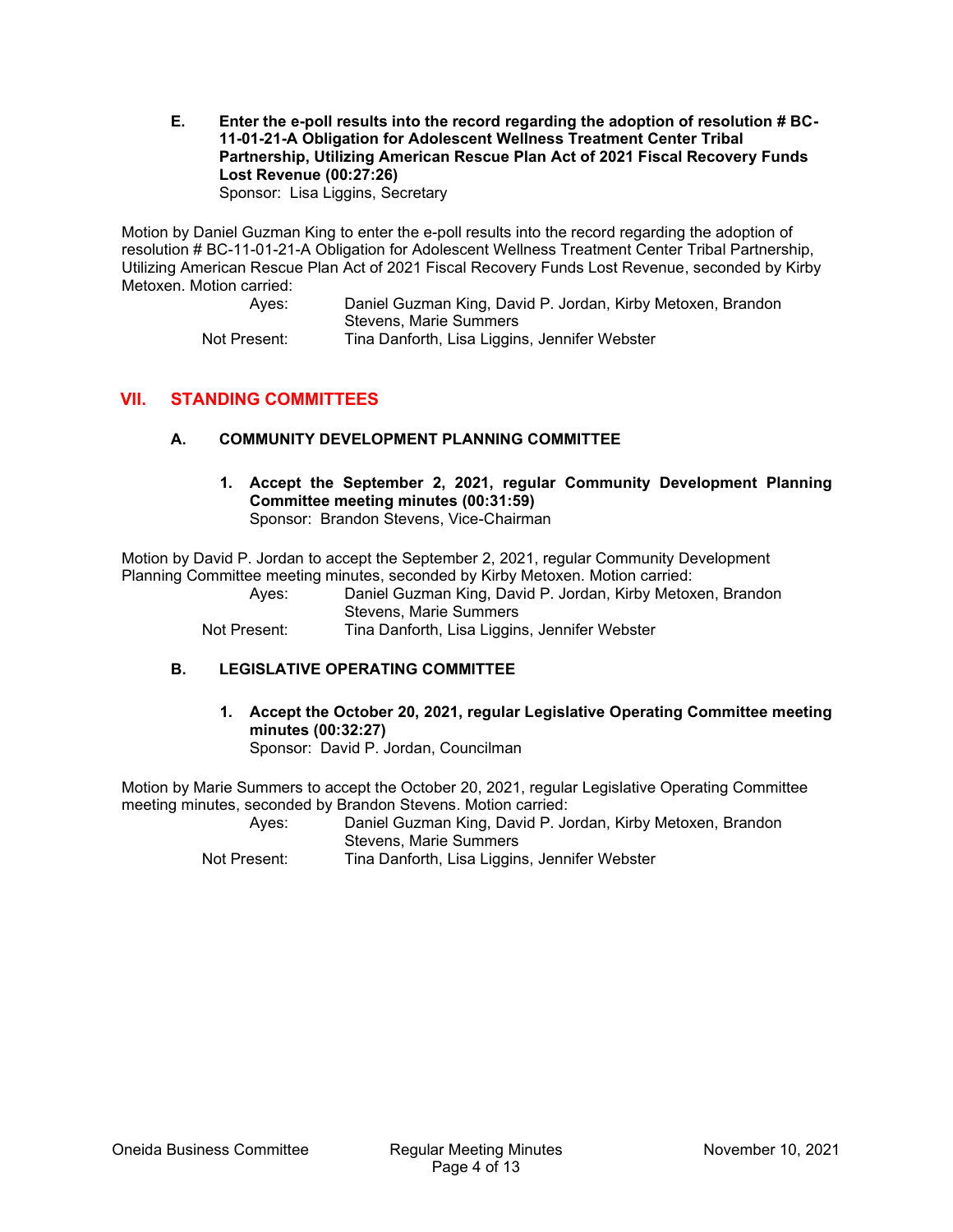**E. Enter the e-poll results into the record regarding the adoption of resolution # BC-11-01-21-A Obligation for Adolescent Wellness Treatment Center Tribal Partnership, Utilizing American Rescue Plan Act of 2021 Fiscal Recovery Funds Lost Revenue (00:27:26)**
Sponsor: Lisa Liggins, Secretary

Motion by Daniel Guzman King to enter the e-poll results into the record regarding the adoption of resolution # BC-11-01-21-A Obligation for Adolescent Wellness Treatment Center Tribal Partnership, Utilizing American Rescue Plan Act of 2021 Fiscal Recovery Funds Lost Revenue, seconded by Kirby Metoxen. Motion carried:

| | |
|---|---|
| Ayes: | Daniel Guzman King, David P. Jordan, Kirby Metoxen, Brandon Stevens, Marie Summers |
| Not Present: | Tina Danforth, Lisa Liggins, Jennifer Webster |

## VII. STANDING COMMITTEES

### A. COMMUNITY DEVELOPMENT PLANNING COMMITTEE

**1. Accept the September 2, 2021, regular Community Development Planning Committee meeting minutes (00:31:59)**
Sponsor: Brandon Stevens, Vice-Chairman

Motion by David P. Jordan to accept the September 2, 2021, regular Community Development Planning Committee meeting minutes, seconded by Kirby Metoxen. Motion carried:

| | |
|---|---|
| Ayes: | Daniel Guzman King, David P. Jordan, Kirby Metoxen, Brandon Stevens, Marie Summers |
| Not Present: | Tina Danforth, Lisa Liggins, Jennifer Webster |

### B. LEGISLATIVE OPERATING COMMITTEE

**1. Accept the October 20, 2021, regular Legislative Operating Committee meeting minutes (00:32:27)**
Sponsor: David P. Jordan, Councilman

Motion by Marie Summers to accept the October 20, 2021, regular Legislative Operating Committee meeting minutes, seconded by Brandon Stevens. Motion carried:

| | |
|---|---|
| Ayes: | Daniel Guzman King, David P. Jordan, Kirby Metoxen, Brandon Stevens, Marie Summers |
| Not Present: | Tina Danforth, Lisa Liggins, Jennifer Webster |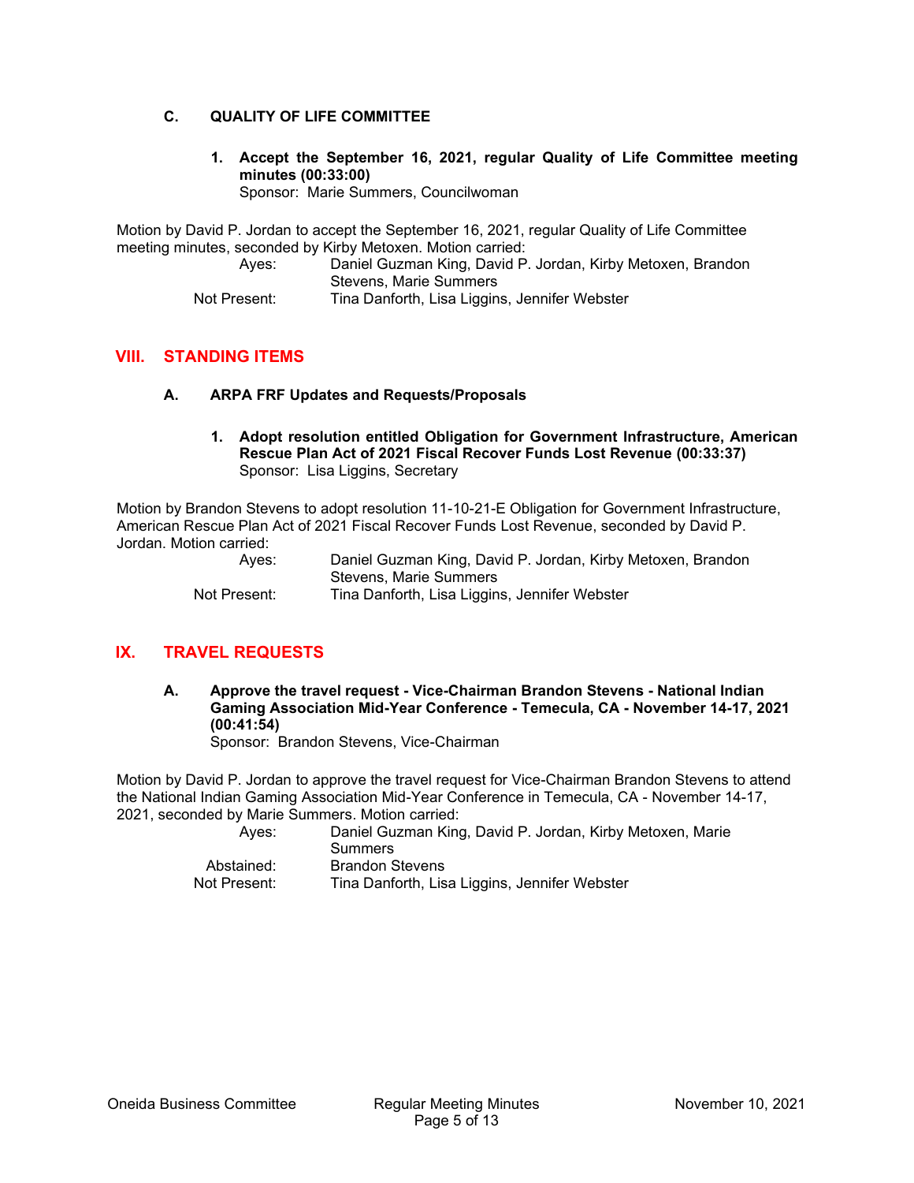### C. QUALITY OF LIFE COMMITTEE

**1. Accept the September 16, 2021, regular Quality of Life Committee meeting minutes (00:33:00)**
Sponsor: Marie Summers, Councilwoman

Motion by David P. Jordan to accept the September 16, 2021, regular Quality of Life Committee meeting minutes, seconded by Kirby Metoxen. Motion carried:

| | |
|---|---|
| Ayes: | Daniel Guzman King, David P. Jordan, Kirby Metoxen, Brandon Stevens, Marie Summers |
| Not Present: | Tina Danforth, Lisa Liggins, Jennifer Webster |

## VIII. STANDING ITEMS

### A. ARPA FRF Updates and Requests/Proposals

**1. Adopt resolution entitled Obligation for Government Infrastructure, American Rescue Plan Act of 2021 Fiscal Recover Funds Lost Revenue (00:33:37)**
Sponsor: Lisa Liggins, Secretary

Motion by Brandon Stevens to adopt resolution 11-10-21-E Obligation for Government Infrastructure, American Rescue Plan Act of 2021 Fiscal Recover Funds Lost Revenue, seconded by David P. Jordan. Motion carried:

| | |
|---|---|
| Ayes: | Daniel Guzman King, David P. Jordan, Kirby Metoxen, Brandon Stevens, Marie Summers |
| Not Present: | Tina Danforth, Lisa Liggins, Jennifer Webster |

## IX. TRAVEL REQUESTS

### A. Approve the travel request - Vice-Chairman Brandon Stevens - National Indian Gaming Association Mid-Year Conference - Temecula, CA - November 14-17, 2021 (00:41:54)
Sponsor: Brandon Stevens, Vice-Chairman

Motion by David P. Jordan to approve the travel request for Vice-Chairman Brandon Stevens to attend the National Indian Gaming Association Mid-Year Conference in Temecula, CA - November 14-17, 2021, seconded by Marie Summers. Motion carried:

| | |
|---|---|
| Ayes: | Daniel Guzman King, David P. Jordan, Kirby Metoxen, Marie Summers |
| Abstained: | Brandon Stevens |
| Not Present: | Tina Danforth, Lisa Liggins, Jennifer Webster |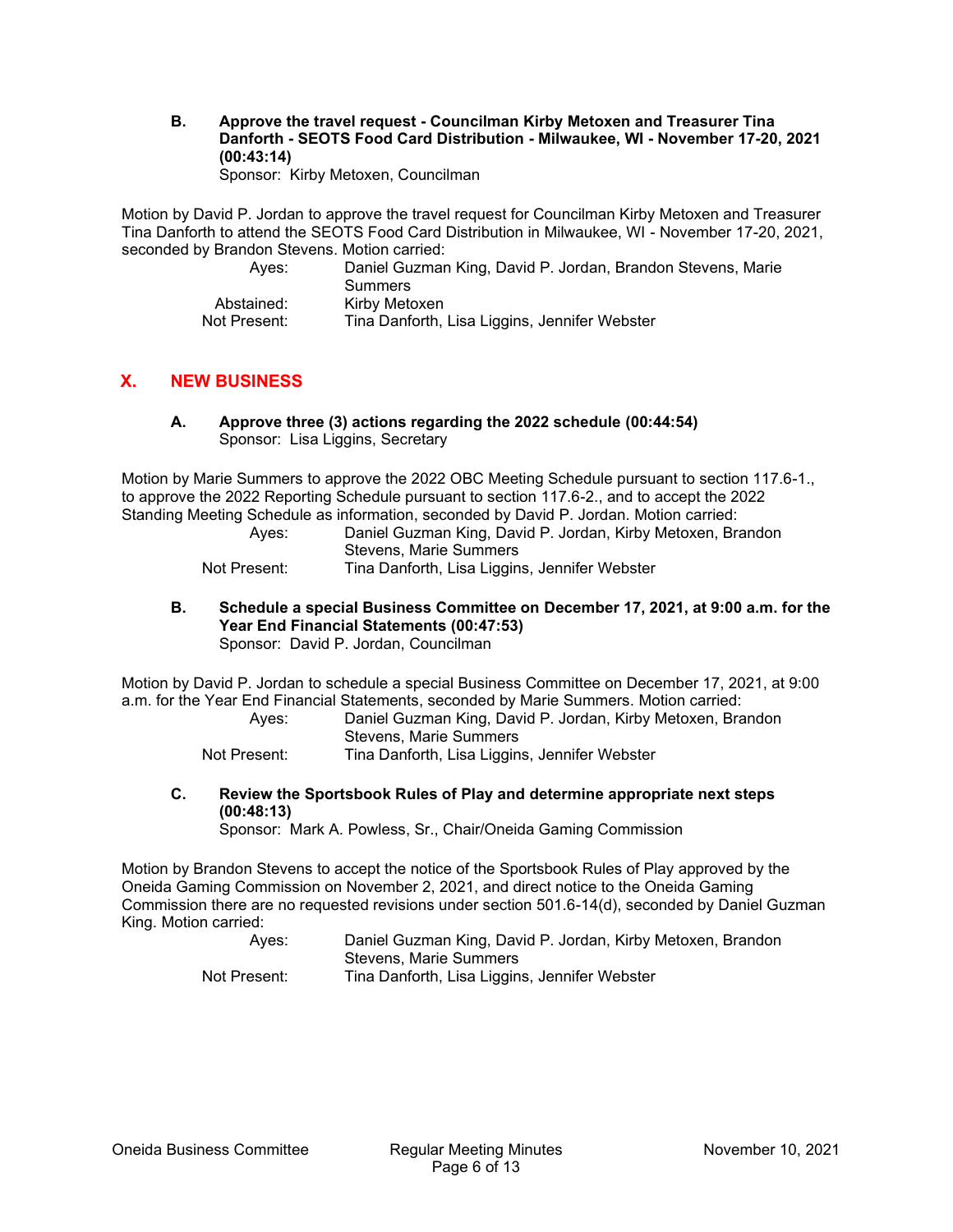**B. Approve the travel request - Councilman Kirby Metoxen and Treasurer Tina Danforth - SEOTS Food Card Distribution - Milwaukee, WI - November 17-20, 2021 (00:43:14)**
Sponsor: Kirby Metoxen, Councilman

Motion by David P. Jordan to approve the travel request for Councilman Kirby Metoxen and Treasurer Tina Danforth to attend the SEOTS Food Card Distribution in Milwaukee, WI - November 17-20, 2021, seconded by Brandon Stevens. Motion carried:

| | |
|---|---|
| Ayes: | Daniel Guzman King, David P. Jordan, Brandon Stevens, Marie Summers |
| Abstained: | Kirby Metoxen |
| Not Present: | Tina Danforth, Lisa Liggins, Jennifer Webster |

## X. NEW BUSINESS

**A. Approve three (3) actions regarding the 2022 schedule (00:44:54)**
Sponsor: Lisa Liggins, Secretary

Motion by Marie Summers to approve the 2022 OBC Meeting Schedule pursuant to section 117.6-1., to approve the 2022 Reporting Schedule pursuant to section 117.6-2., and to accept the 2022 Standing Meeting Schedule as information, seconded by David P. Jordan. Motion carried:

| | |
|---|---|
| Ayes: | Daniel Guzman King, David P. Jordan, Kirby Metoxen, Brandon Stevens, Marie Summers |
| Not Present: | Tina Danforth, Lisa Liggins, Jennifer Webster |

**B. Schedule a special Business Committee on December 17, 2021, at 9:00 a.m. for the Year End Financial Statements (00:47:53)**
Sponsor: David P. Jordan, Councilman

Motion by David P. Jordan to schedule a special Business Committee on December 17, 2021, at 9:00 a.m. for the Year End Financial Statements, seconded by Marie Summers. Motion carried:

| | |
|---|---|
| Ayes: | Daniel Guzman King, David P. Jordan, Kirby Metoxen, Brandon Stevens, Marie Summers |
| Not Present: | Tina Danforth, Lisa Liggins, Jennifer Webster |

**C. Review the Sportsbook Rules of Play and determine appropriate next steps (00:48:13)**
Sponsor: Mark A. Powless, Sr., Chair/Oneida Gaming Commission

Motion by Brandon Stevens to accept the notice of the Sportsbook Rules of Play approved by the Oneida Gaming Commission on November 2, 2021, and direct notice to the Oneida Gaming Commission there are no requested revisions under section 501.6-14(d), seconded by Daniel Guzman King. Motion carried:

| | |
|---|---|
| Ayes: | Daniel Guzman King, David P. Jordan, Kirby Metoxen, Brandon Stevens, Marie Summers |
| Not Present: | Tina Danforth, Lisa Liggins, Jennifer Webster |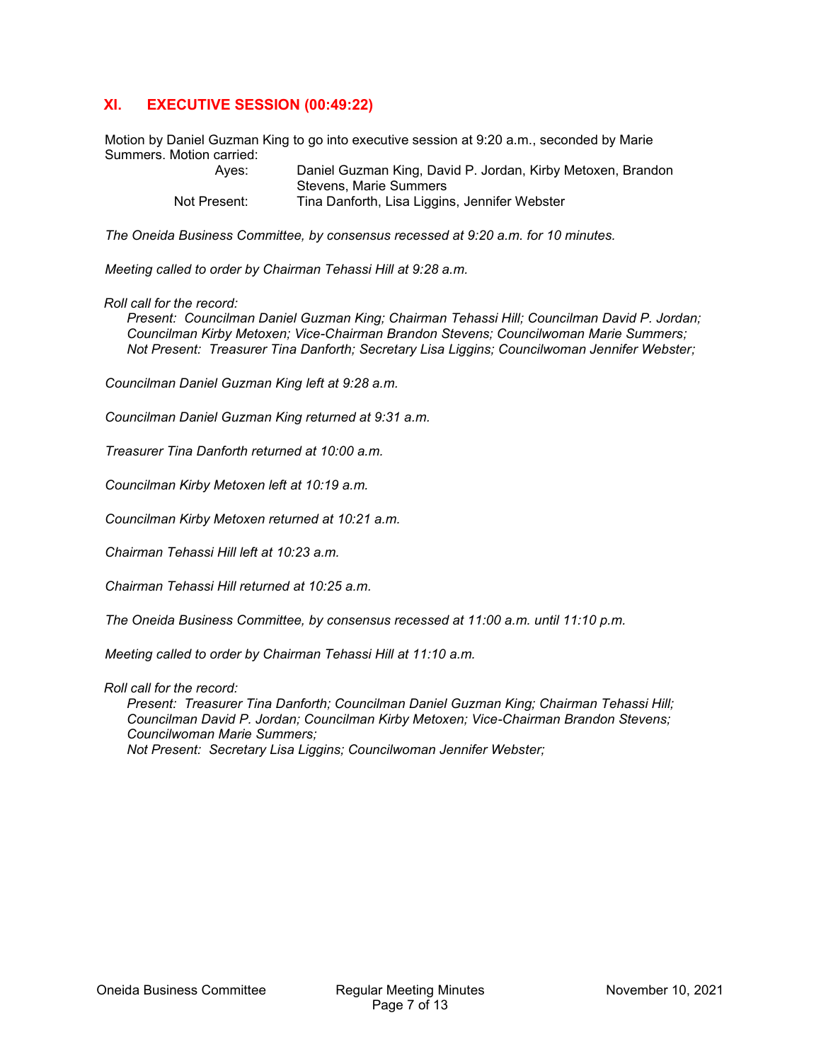## XI. EXECUTIVE SESSION (00:49:22)

Motion by Daniel Guzman King to go into executive session at 9:20 a.m., seconded by Marie Summers. Motion carried:

| | |
|---|---|
| Ayes: | Daniel Guzman King, David P. Jordan, Kirby Metoxen, Brandon Stevens, Marie Summers |
| Not Present: | Tina Danforth, Lisa Liggins, Jennifer Webster |

*The Oneida Business Committee, by consensus recessed at 9:20 a.m. for 10 minutes.*

*Meeting called to order by Chairman Tehassi Hill at 9:28 a.m.*

*Roll call for the record:*
*Present: Councilman Daniel Guzman King; Chairman Tehassi Hill; Councilman David P. Jordan; Councilman Kirby Metoxen; Vice-Chairman Brandon Stevens; Councilwoman Marie Summers;*
*Not Present: Treasurer Tina Danforth; Secretary Lisa Liggins; Councilwoman Jennifer Webster;*

*Councilman Daniel Guzman King left at 9:28 a.m.*

*Councilman Daniel Guzman King returned at 9:31 a.m.*

*Treasurer Tina Danforth returned at 10:00 a.m.*

*Councilman Kirby Metoxen left at 10:19 a.m.*

*Councilman Kirby Metoxen returned at 10:21 a.m.*

*Chairman Tehassi Hill left at 10:23 a.m.*

*Chairman Tehassi Hill returned at 10:25 a.m.*

*The Oneida Business Committee, by consensus recessed at 11:00 a.m. until 11:10 p.m.*

*Meeting called to order by Chairman Tehassi Hill at 11:10 a.m.*

*Roll call for the record:*
*Present: Treasurer Tina Danforth; Councilman Daniel Guzman King; Chairman Tehassi Hill; Councilman David P. Jordan; Councilman Kirby Metoxen; Vice-Chairman Brandon Stevens; Councilwoman Marie Summers;*
*Not Present: Secretary Lisa Liggins; Councilwoman Jennifer Webster;*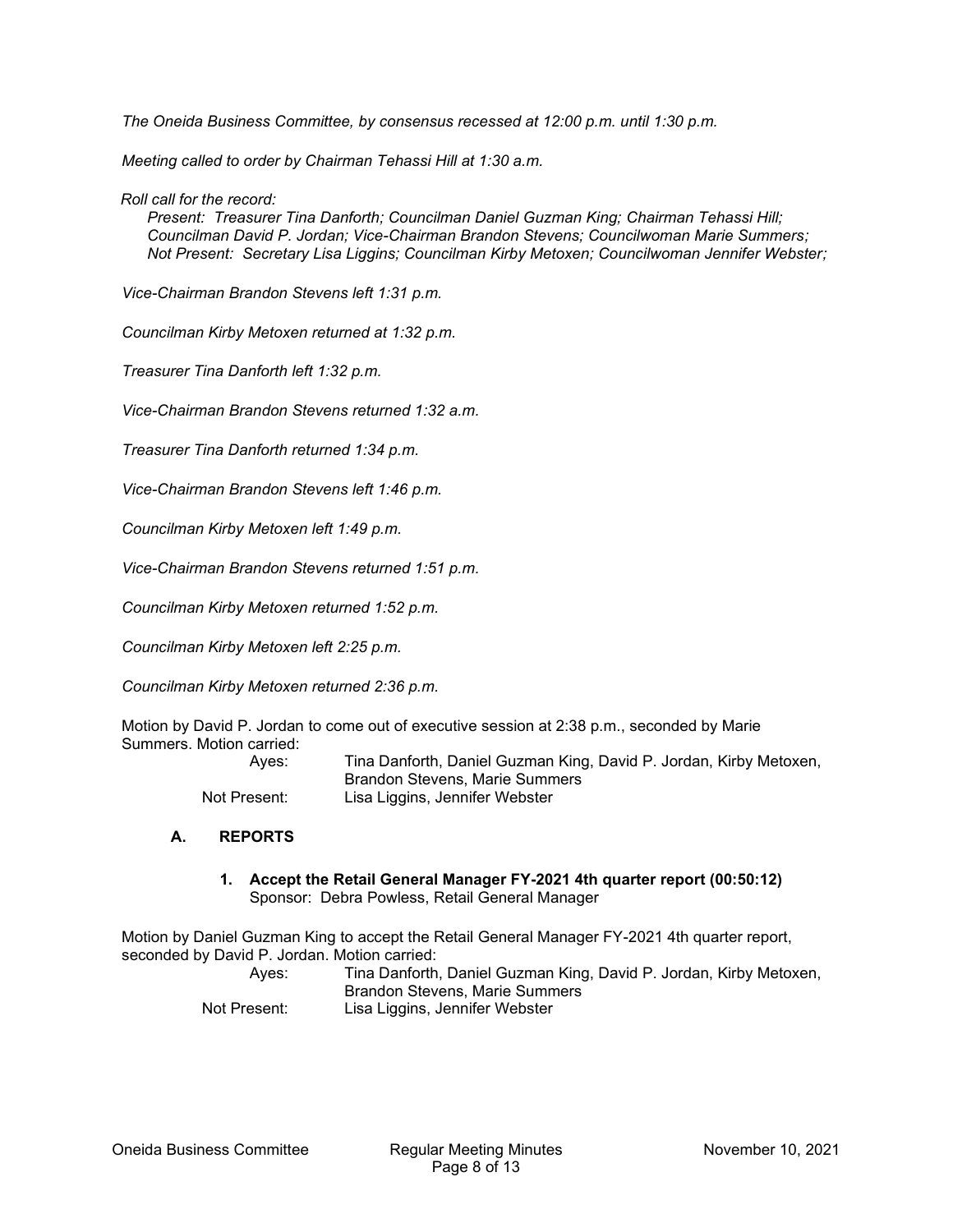*The Oneida Business Committee, by consensus recessed at 12:00 p.m. until 1:30 p.m.*

*Meeting called to order by Chairman Tehassi Hill at 1:30 a.m.*

*Roll call for the record:*

*Present: Treasurer Tina Danforth; Councilman Daniel Guzman King; Chairman Tehassi Hill; Councilman David P. Jordan; Vice-Chairman Brandon Stevens; Councilwoman Marie Summers;*
*Not Present: Secretary Lisa Liggins; Councilman Kirby Metoxen; Councilwoman Jennifer Webster;*

*Vice-Chairman Brandon Stevens left 1:31 p.m.*

*Councilman Kirby Metoxen returned at 1:32 p.m.*

*Treasurer Tina Danforth left 1:32 p.m.*

*Vice-Chairman Brandon Stevens returned 1:32 a.m.*

*Treasurer Tina Danforth returned 1:34 p.m.*

*Vice-Chairman Brandon Stevens left 1:46 p.m.*

*Councilman Kirby Metoxen left 1:49 p.m.*

*Vice-Chairman Brandon Stevens returned 1:51 p.m.*

*Councilman Kirby Metoxen returned 1:52 p.m.*

*Councilman Kirby Metoxen left 2:25 p.m.*

*Councilman Kirby Metoxen returned 2:36 p.m.*

Motion by David P. Jordan to come out of executive session at 2:38 p.m., seconded by Marie Summers. Motion carried:

| | |
|---|---|
| Ayes: | Tina Danforth, Daniel Guzman King, David P. Jordan, Kirby Metoxen, Brandon Stevens, Marie Summers |
| Not Present: | Lisa Liggins, Jennifer Webster |

## A. REPORTS

**1. Accept the Retail General Manager FY-2021 4th quarter report (00:50:12)**
Sponsor: Debra Powless, Retail General Manager

Motion by Daniel Guzman King to accept the Retail General Manager FY-2021 4th quarter report, seconded by David P. Jordan. Motion carried:

| | |
|---|---|
| Ayes: | Tina Danforth, Daniel Guzman King, David P. Jordan, Kirby Metoxen, Brandon Stevens, Marie Summers |
| Not Present: | Lisa Liggins, Jennifer Webster |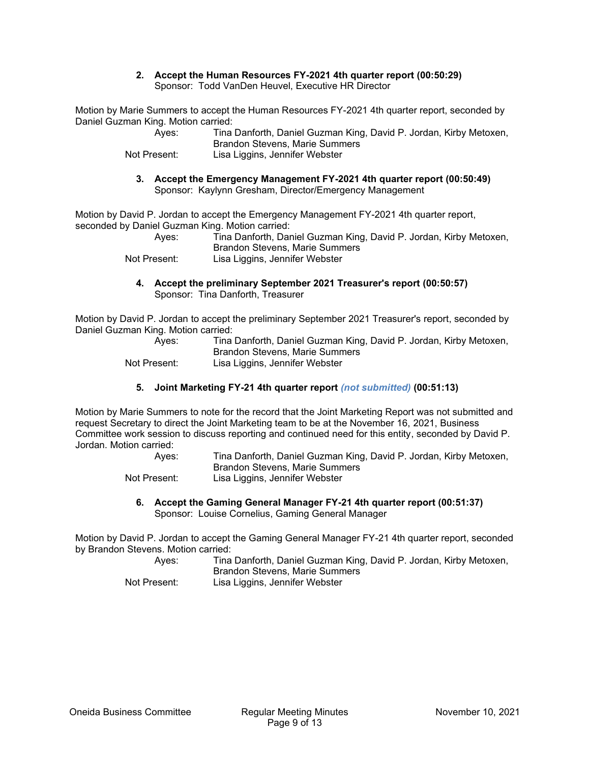**2. Accept the Human Resources FY-2021 4th quarter report (00:50:29)**
Sponsor: Todd VanDen Heuvel, Executive HR Director

Motion by Marie Summers to accept the Human Resources FY-2021 4th quarter report, seconded by Daniel Guzman King. Motion carried:

Ayes: Tina Danforth, Daniel Guzman King, David P. Jordan, Kirby Metoxen, Brandon Stevens, Marie Summers
Not Present: Lisa Liggins, Jennifer Webster

**3. Accept the Emergency Management FY-2021 4th quarter report (00:50:49)**
Sponsor: Kaylynn Gresham, Director/Emergency Management

Motion by David P. Jordan to accept the Emergency Management FY-2021 4th quarter report, seconded by Daniel Guzman King. Motion carried:

Ayes: Tina Danforth, Daniel Guzman King, David P. Jordan, Kirby Metoxen, Brandon Stevens, Marie Summers
Not Present: Lisa Liggins, Jennifer Webster

**4. Accept the preliminary September 2021 Treasurer's report (00:50:57)**
Sponsor: Tina Danforth, Treasurer

Motion by David P. Jordan to accept the preliminary September 2021 Treasurer's report, seconded by Daniel Guzman King. Motion carried:

Ayes: Tina Danforth, Daniel Guzman King, David P. Jordan, Kirby Metoxen, Brandon Stevens, Marie Summers
Not Present: Lisa Liggins, Jennifer Webster

**5. Joint Marketing FY-21 4th quarter report** ***(not submitted)*** **(00:51:13)**

Motion by Marie Summers to note for the record that the Joint Marketing Report was not submitted and request Secretary to direct the Joint Marketing team to be at the November 16, 2021, Business Committee work session to discuss reporting and continued need for this entity, seconded by David P. Jordan. Motion carried:

Ayes: Tina Danforth, Daniel Guzman King, David P. Jordan, Kirby Metoxen, Brandon Stevens, Marie Summers
Not Present: Lisa Liggins, Jennifer Webster

**6. Accept the Gaming General Manager FY-21 4th quarter report (00:51:37)**
Sponsor: Louise Cornelius, Gaming General Manager

Motion by David P. Jordan to accept the Gaming General Manager FY-21 4th quarter report, seconded by Brandon Stevens. Motion carried:

Ayes: Tina Danforth, Daniel Guzman King, David P. Jordan, Kirby Metoxen, Brandon Stevens, Marie Summers
Not Present: Lisa Liggins, Jennifer Webster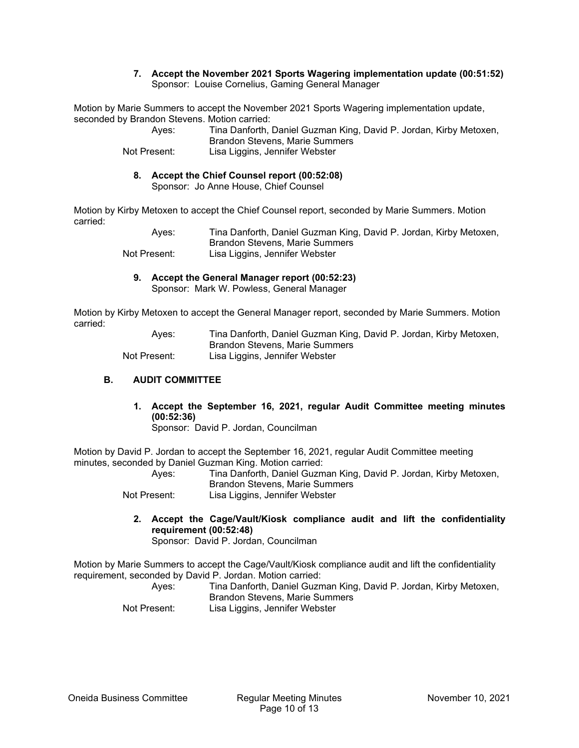**7. Accept the November 2021 Sports Wagering implementation update (00:51:52)**
Sponsor: Louise Cornelius, Gaming General Manager

Motion by Marie Summers to accept the November 2021 Sports Wagering implementation update, seconded by Brandon Stevens. Motion carried:

Ayes: Tina Danforth, Daniel Guzman King, David P. Jordan, Kirby Metoxen, Brandon Stevens, Marie Summers
Not Present: Lisa Liggins, Jennifer Webster

**8. Accept the Chief Counsel report (00:52:08)**
Sponsor: Jo Anne House, Chief Counsel

Motion by Kirby Metoxen to accept the Chief Counsel report, seconded by Marie Summers. Motion carried:

Ayes: Tina Danforth, Daniel Guzman King, David P. Jordan, Kirby Metoxen, Brandon Stevens, Marie Summers
Not Present: Lisa Liggins, Jennifer Webster

**9. Accept the General Manager report (00:52:23)**
Sponsor: Mark W. Powless, General Manager

Motion by Kirby Metoxen to accept the General Manager report, seconded by Marie Summers. Motion carried:

Ayes: Tina Danforth, Daniel Guzman King, David P. Jordan, Kirby Metoxen, Brandon Stevens, Marie Summers
Not Present: Lisa Liggins, Jennifer Webster

## B. AUDIT COMMITTEE

**1. Accept the September 16, 2021, regular Audit Committee meeting minutes (00:52:36)**
Sponsor: David P. Jordan, Councilman

Motion by David P. Jordan to accept the September 16, 2021, regular Audit Committee meeting minutes, seconded by Daniel Guzman King. Motion carried:

Ayes: Tina Danforth, Daniel Guzman King, David P. Jordan, Kirby Metoxen, Brandon Stevens, Marie Summers
Not Present: Lisa Liggins, Jennifer Webster

**2. Accept the Cage/Vault/Kiosk compliance audit and lift the confidentiality requirement (00:52:48)**
Sponsor: David P. Jordan, Councilman

Motion by Marie Summers to accept the Cage/Vault/Kiosk compliance audit and lift the confidentiality requirement, seconded by David P. Jordan. Motion carried:

Ayes: Tina Danforth, Daniel Guzman King, David P. Jordan, Kirby Metoxen, Brandon Stevens, Marie Summers
Not Present: Lisa Liggins, Jennifer Webster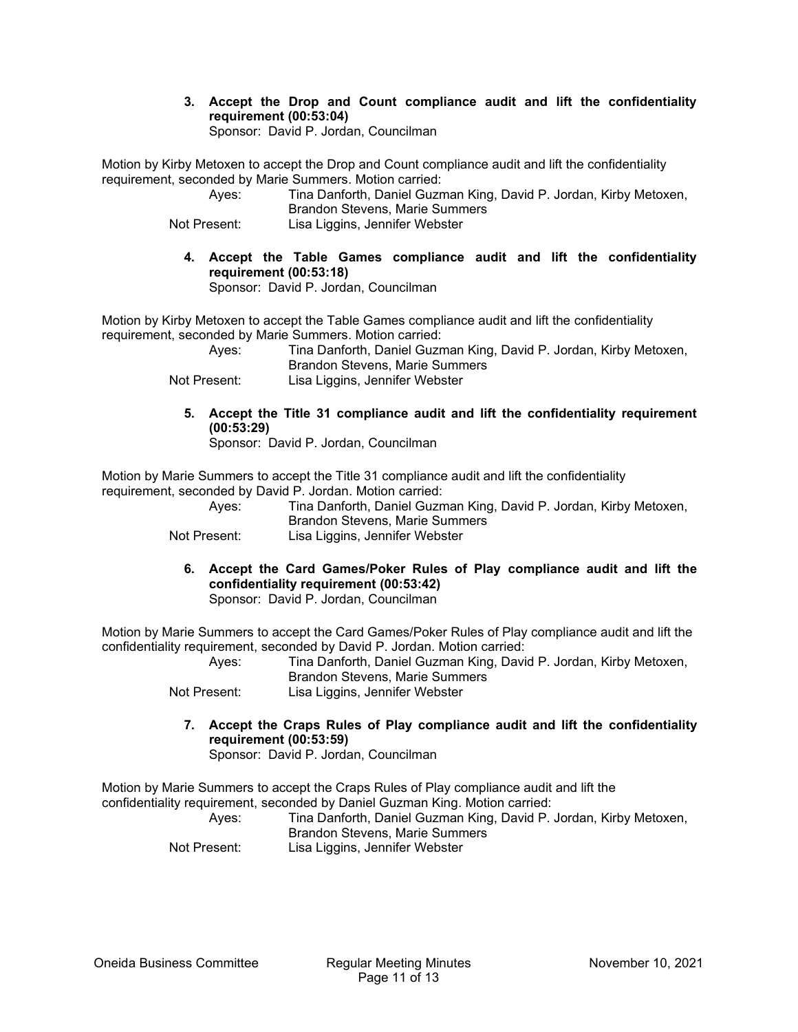3. **Accept the Drop and Count compliance audit and lift the confidentiality requirement (00:53:04)**
   Sponsor: David P. Jordan, Councilman

Motion by Kirby Metoxen to accept the Drop and Count compliance audit and lift the confidentiality requirement, seconded by Marie Summers. Motion carried:

| | |
|---|---|
| Ayes: | Tina Danforth, Daniel Guzman King, David P. Jordan, Kirby Metoxen, Brandon Stevens, Marie Summers |
| Not Present: | Lisa Liggins, Jennifer Webster |

4. **Accept the Table Games compliance audit and lift the confidentiality requirement (00:53:18)**
   Sponsor: David P. Jordan, Councilman

Motion by Kirby Metoxen to accept the Table Games compliance audit and lift the confidentiality requirement, seconded by Marie Summers. Motion carried:

| | |
|---|---|
| Ayes: | Tina Danforth, Daniel Guzman King, David P. Jordan, Kirby Metoxen, Brandon Stevens, Marie Summers |
| Not Present: | Lisa Liggins, Jennifer Webster |

5. **Accept the Title 31 compliance audit and lift the confidentiality requirement (00:53:29)**
   Sponsor: David P. Jordan, Councilman

Motion by Marie Summers to accept the Title 31 compliance audit and lift the confidentiality requirement, seconded by David P. Jordan. Motion carried:

| | |
|---|---|
| Ayes: | Tina Danforth, Daniel Guzman King, David P. Jordan, Kirby Metoxen, Brandon Stevens, Marie Summers |
| Not Present: | Lisa Liggins, Jennifer Webster |

6. **Accept the Card Games/Poker Rules of Play compliance audit and lift the confidentiality requirement (00:53:42)**
   Sponsor: David P. Jordan, Councilman

Motion by Marie Summers to accept the Card Games/Poker Rules of Play compliance audit and lift the confidentiality requirement, seconded by David P. Jordan. Motion carried:

| | |
|---|---|
| Ayes: | Tina Danforth, Daniel Guzman King, David P. Jordan, Kirby Metoxen, Brandon Stevens, Marie Summers |
| Not Present: | Lisa Liggins, Jennifer Webster |

7. **Accept the Craps Rules of Play compliance audit and lift the confidentiality requirement (00:53:59)**
   Sponsor: David P. Jordan, Councilman

Motion by Marie Summers to accept the Craps Rules of Play compliance audit and lift the confidentiality requirement, seconded by Daniel Guzman King. Motion carried:

| | |
|---|---|
| Ayes: | Tina Danforth, Daniel Guzman King, David P. Jordan, Kirby Metoxen, Brandon Stevens, Marie Summers |
| Not Present: | Lisa Liggins, Jennifer Webster |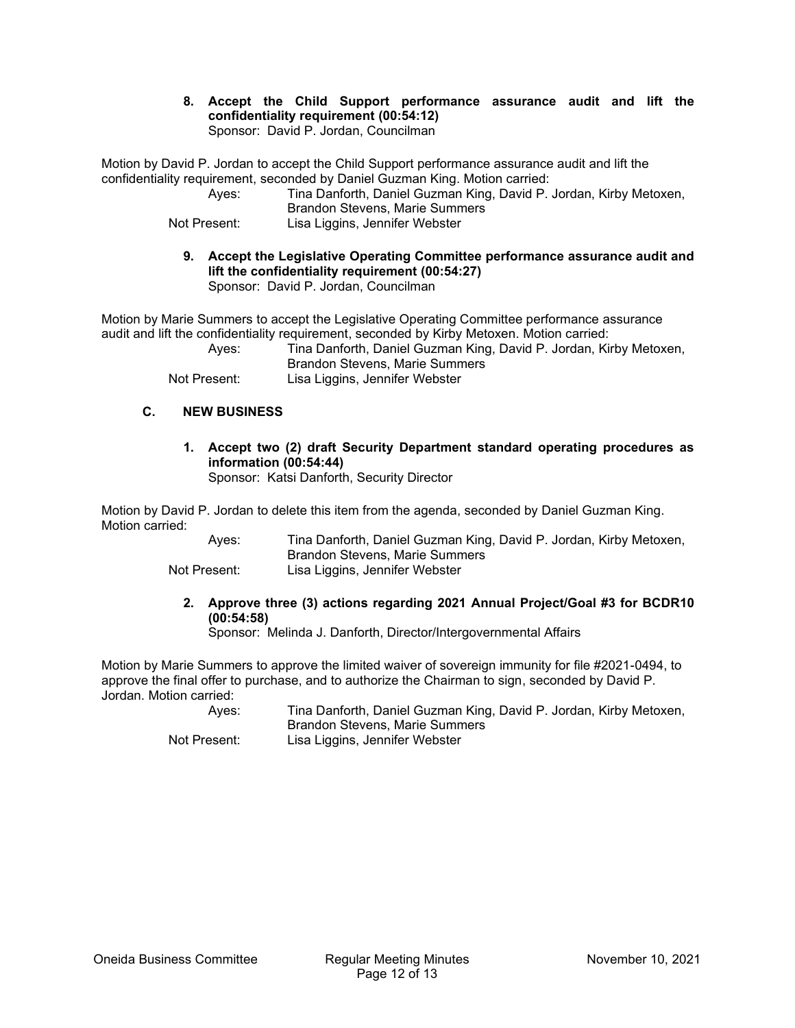**8. Accept the Child Support performance assurance audit and lift the confidentiality requirement (00:54:12)**
Sponsor: David P. Jordan, Councilman

Motion by David P. Jordan to accept the Child Support performance assurance audit and lift the confidentiality requirement, seconded by Daniel Guzman King. Motion carried:

Ayes: Tina Danforth, Daniel Guzman King, David P. Jordan, Kirby Metoxen, Brandon Stevens, Marie Summers
Not Present: Lisa Liggins, Jennifer Webster

**9. Accept the Legislative Operating Committee performance assurance audit and lift the confidentiality requirement (00:54:27)**
Sponsor: David P. Jordan, Councilman

Motion by Marie Summers to accept the Legislative Operating Committee performance assurance audit and lift the confidentiality requirement, seconded by Kirby Metoxen. Motion carried:

Ayes: Tina Danforth, Daniel Guzman King, David P. Jordan, Kirby Metoxen, Brandon Stevens, Marie Summers
Not Present: Lisa Liggins, Jennifer Webster

## C. NEW BUSINESS

**1. Accept two (2) draft Security Department standard operating procedures as information (00:54:44)**
Sponsor: Katsi Danforth, Security Director

Motion by David P. Jordan to delete this item from the agenda, seconded by Daniel Guzman King. Motion carried:

Ayes: Tina Danforth, Daniel Guzman King, David P. Jordan, Kirby Metoxen, Brandon Stevens, Marie Summers
Not Present: Lisa Liggins, Jennifer Webster

**2. Approve three (3) actions regarding 2021 Annual Project/Goal #3 for BCDR10 (00:54:58)**
Sponsor: Melinda J. Danforth, Director/Intergovernmental Affairs

Motion by Marie Summers to approve the limited waiver of sovereign immunity for file #2021-0494, to approve the final offer to purchase, and to authorize the Chairman to sign, seconded by David P. Jordan. Motion carried:

Ayes: Tina Danforth, Daniel Guzman King, David P. Jordan, Kirby Metoxen, Brandon Stevens, Marie Summers
Not Present: Lisa Liggins, Jennifer Webster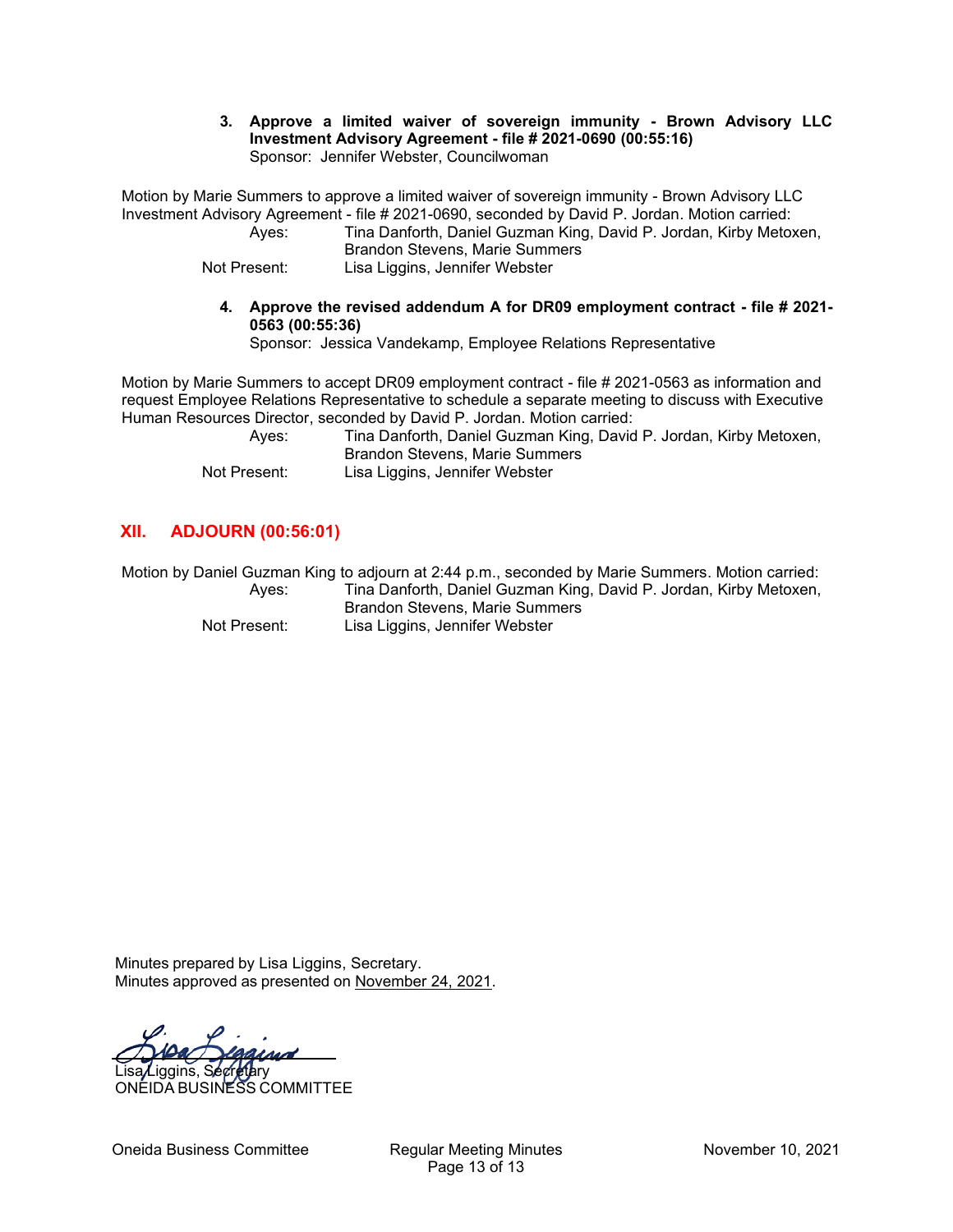**3. Approve a limited waiver of sovereign immunity - Brown Advisory LLC Investment Advisory Agreement - file # 2021-0690 (00:55:16)**
Sponsor: Jennifer Webster, Councilwoman

Motion by Marie Summers to approve a limited waiver of sovereign immunity - Brown Advisory LLC Investment Advisory Agreement - file # 2021-0690, seconded by David P. Jordan. Motion carried:

Ayes: Tina Danforth, Daniel Guzman King, David P. Jordan, Kirby Metoxen, Brandon Stevens, Marie Summers
Not Present: Lisa Liggins, Jennifer Webster

**4. Approve the revised addendum A for DR09 employment contract - file # 2021-0563 (00:55:36)**
Sponsor: Jessica Vandekamp, Employee Relations Representative

Motion by Marie Summers to accept DR09 employment contract - file # 2021-0563 as information and request Employee Relations Representative to schedule a separate meeting to discuss with Executive Human Resources Director, seconded by David P. Jordan. Motion carried:

Ayes: Tina Danforth, Daniel Guzman King, David P. Jordan, Kirby Metoxen, Brandon Stevens, Marie Summers
Not Present: Lisa Liggins, Jennifer Webster

## XII. ADJOURN (00:56:01)

Motion by Daniel Guzman King to adjourn at 2:44 p.m., seconded by Marie Summers. Motion carried:

Ayes: Tina Danforth, Daniel Guzman King, David P. Jordan, Kirby Metoxen, Brandon Stevens, Marie Summers
Not Present: Lisa Liggins, Jennifer Webster

Minutes prepared by Lisa Liggins, Secretary.
Minutes approved as presented on November 24, 2021.

Lisa Liggins, Secretary
ONEIDA BUSINESS COMMITTEE